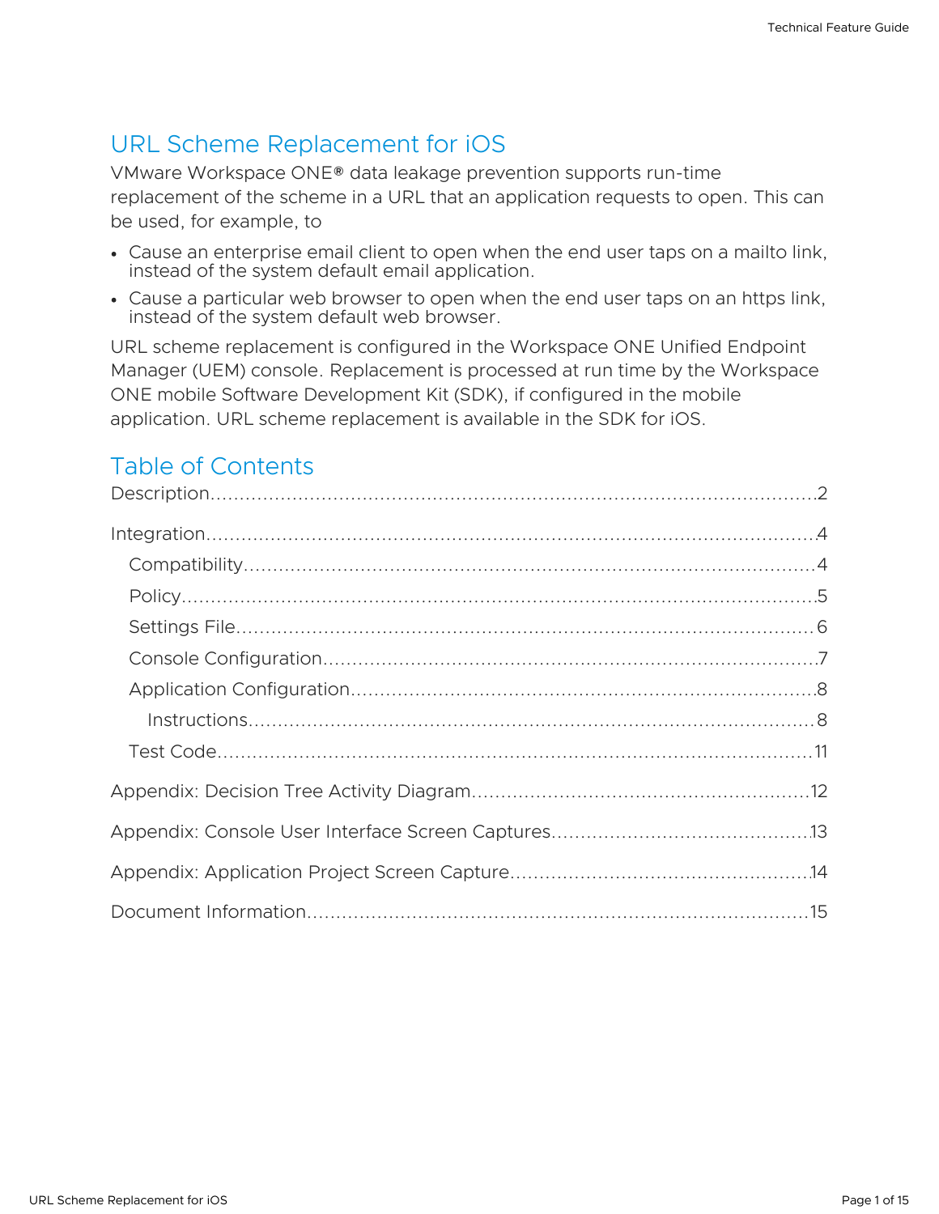# URL Scheme Replacement for iOS

VMware Workspace ONE® data leakage prevention supports run-time replacement of the scheme in a URL that an application requests to open. This can be used, for example, to

- Cause an enterprise email client to open when the end user taps on a mailto link, instead of the system default email application.
- Cause a particular web browser to open when the end user taps on an https link, instead of the system default web browser.

URL scheme replacement is configured in the Workspace ONE Unified Endpoint Manager (UEM) console. Replacement is processed at run time by the Workspace ONE mobile Software Development Kit (SDK), if configured in the mobile application. URL scheme replacement is available in the SDK for iOS.

## Table of Contents

Description....................................................................................................2

Integration......................................................................................................4

- Compatibility..............................................................................................4
- Policy.........................................................................................................5
- Settings File...............................................................................................6
- Console Configuration................................................................................7
- Application Configuration............................................................................8
  - Instructions...........................................................................................8
- Test Code..................................................................................................11

Appendix: Decision Tree Activity Diagram......................................................12

Appendix: Console User Interface Screen Captures.........................................13

Appendix: Application Project Screen Capture................................................14

Document Information....................................................................................15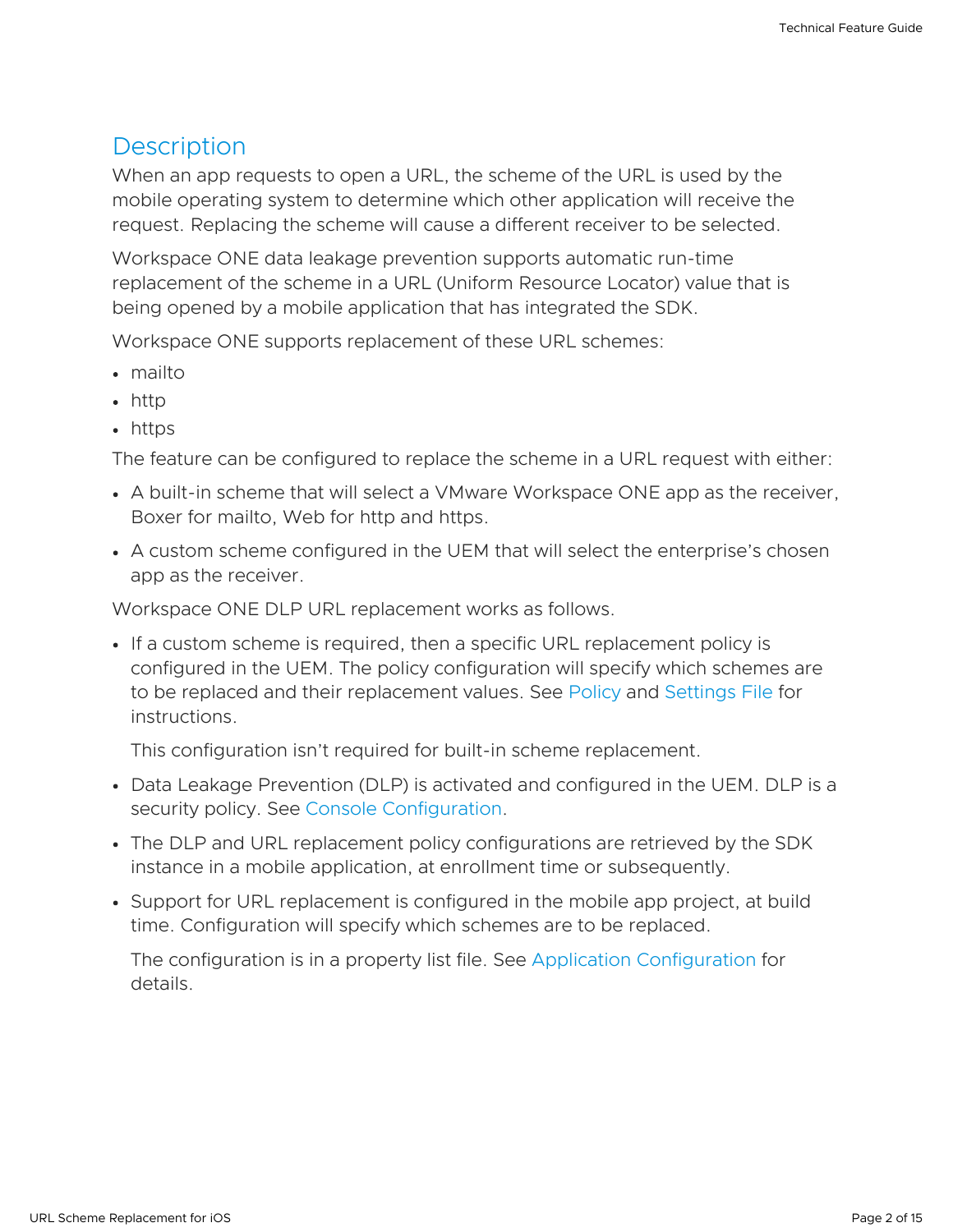## Description

When an app requests to open a URL, the scheme of the URL is used by the mobile operating system to determine which other application will receive the request. Replacing the scheme will cause a different receiver to be selected.

Workspace ONE data leakage prevention supports automatic run-time replacement of the scheme in a URL (Uniform Resource Locator) value that is being opened by a mobile application that has integrated the SDK.

Workspace ONE supports replacement of these URL schemes:

- mailto
- http
- https

The feature can be configured to replace the scheme in a URL request with either:

- A built-in scheme that will select a VMware Workspace ONE app as the receiver, Boxer for mailto, Web for http and https.
- A custom scheme configured in the UEM that will select the enterprise's chosen app as the receiver.

Workspace ONE DLP URL replacement works as follows.

- If a custom scheme is required, then a specific URL replacement policy is configured in the UEM. The policy configuration will specify which schemes are to be replaced and their replacement values. See Policy and Settings File for instructions.

  This configuration isn't required for built-in scheme replacement.

- Data Leakage Prevention (DLP) is activated and configured in the UEM. DLP is a security policy. See Console Configuration.
- The DLP and URL replacement policy configurations are retrieved by the SDK instance in a mobile application, at enrollment time or subsequently.
- Support for URL replacement is configured in the mobile app project, at build time. Configuration will specify which schemes are to be replaced.

  The configuration is in a property list file. See Application Configuration for details.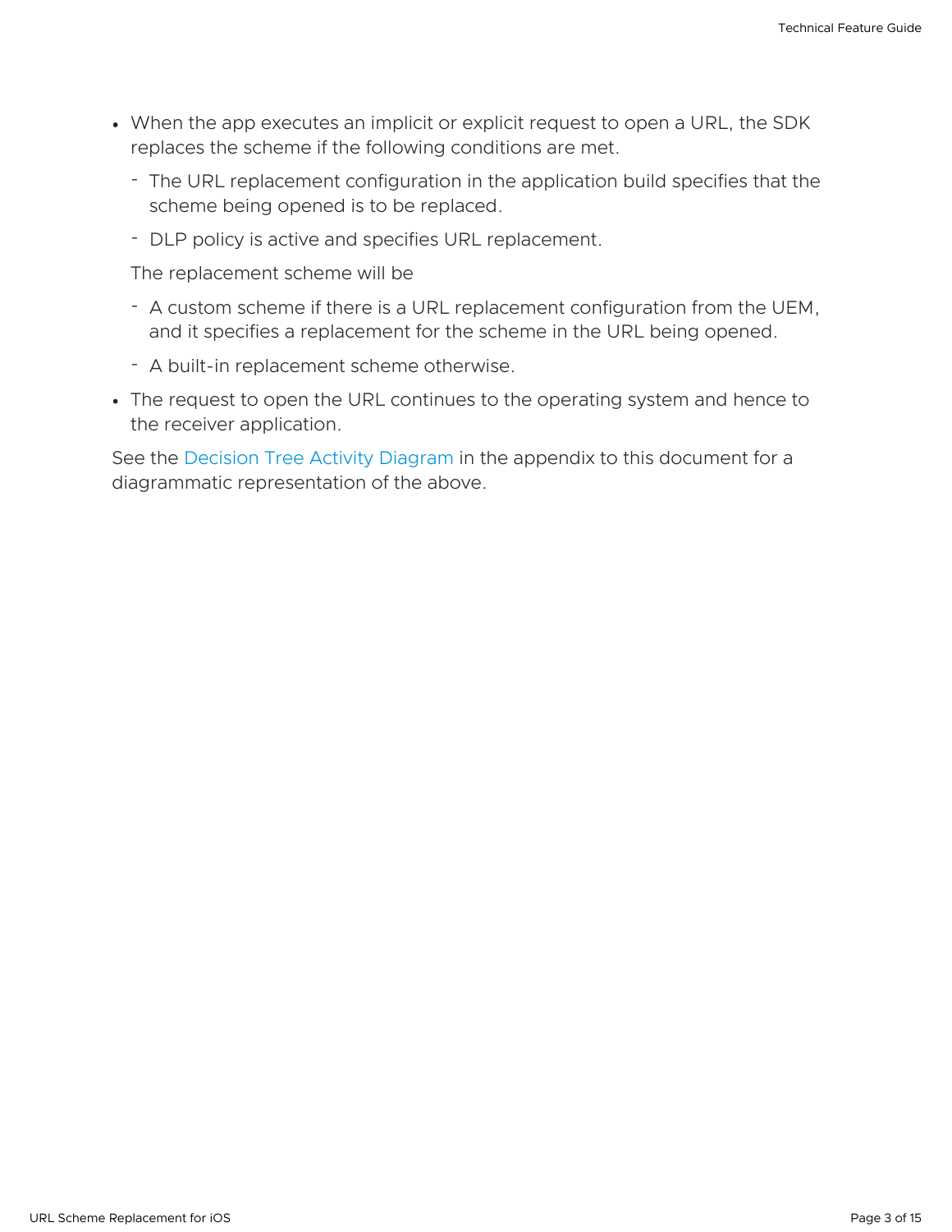- When the app executes an implicit or explicit request to open a URL, the SDK replaces the scheme if the following conditions are met.
  - The URL replacement configuration in the application build specifies that the scheme being opened is to be replaced.
  - DLP policy is active and specifies URL replacement.

  The replacement scheme will be

  - A custom scheme if there is a URL replacement configuration from the UEM, and it specifies a replacement for the scheme in the URL being opened.
  - A built-in replacement scheme otherwise.
- The request to open the URL continues to the operating system and hence to the receiver application.

See the Decision Tree Activity Diagram in the appendix to this document for a diagrammatic representation of the above.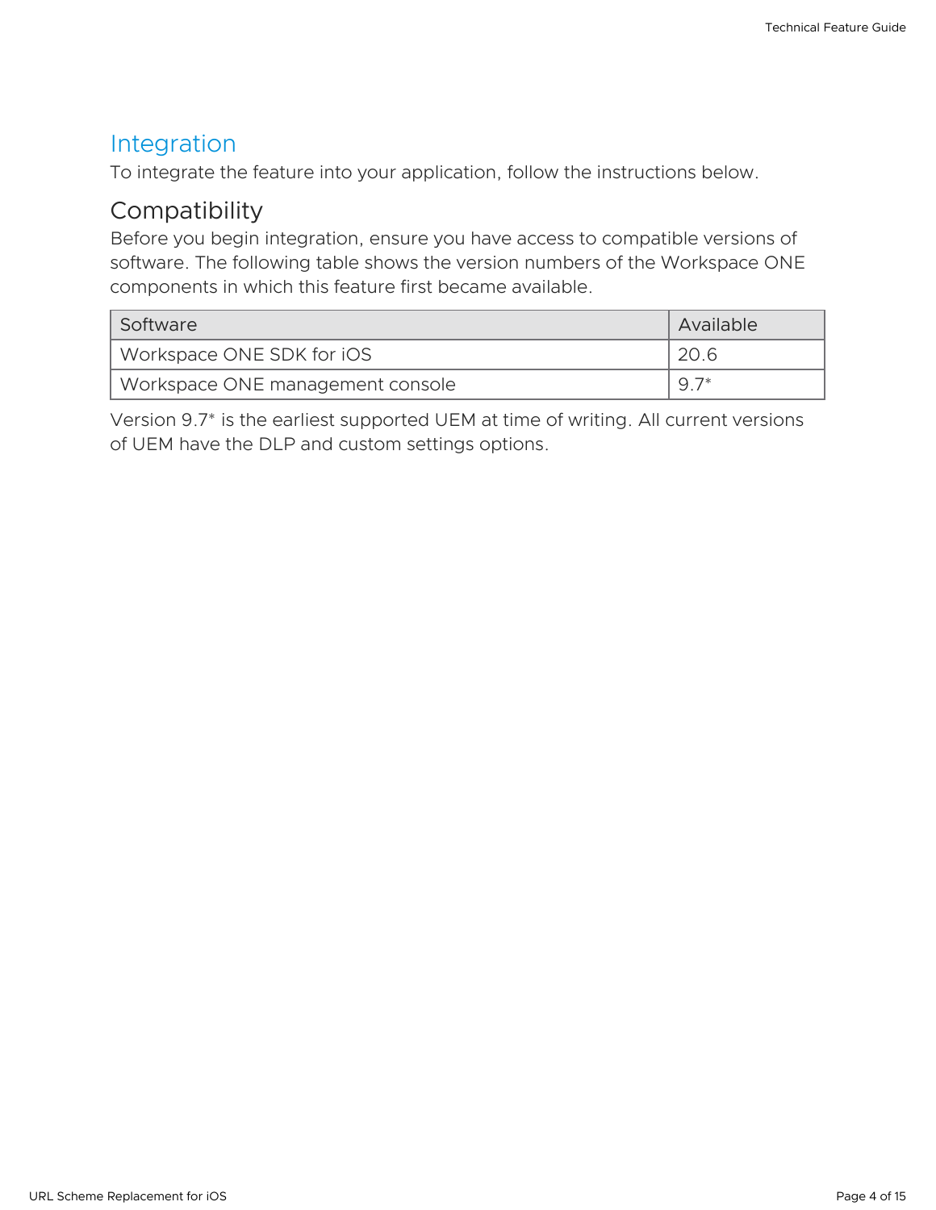## Integration

To integrate the feature into your application, follow the instructions below.

### Compatibility

Before you begin integration, ensure you have access to compatible versions of software. The following table shows the version numbers of the Workspace ONE components in which this feature first became available.

| Software | Available |
| --- | --- |
| Workspace ONE SDK for iOS | 20.6 |
| Workspace ONE management console | 9.7* |

Version 9.7* is the earliest supported UEM at time of writing. All current versions of UEM have the DLP and custom settings options.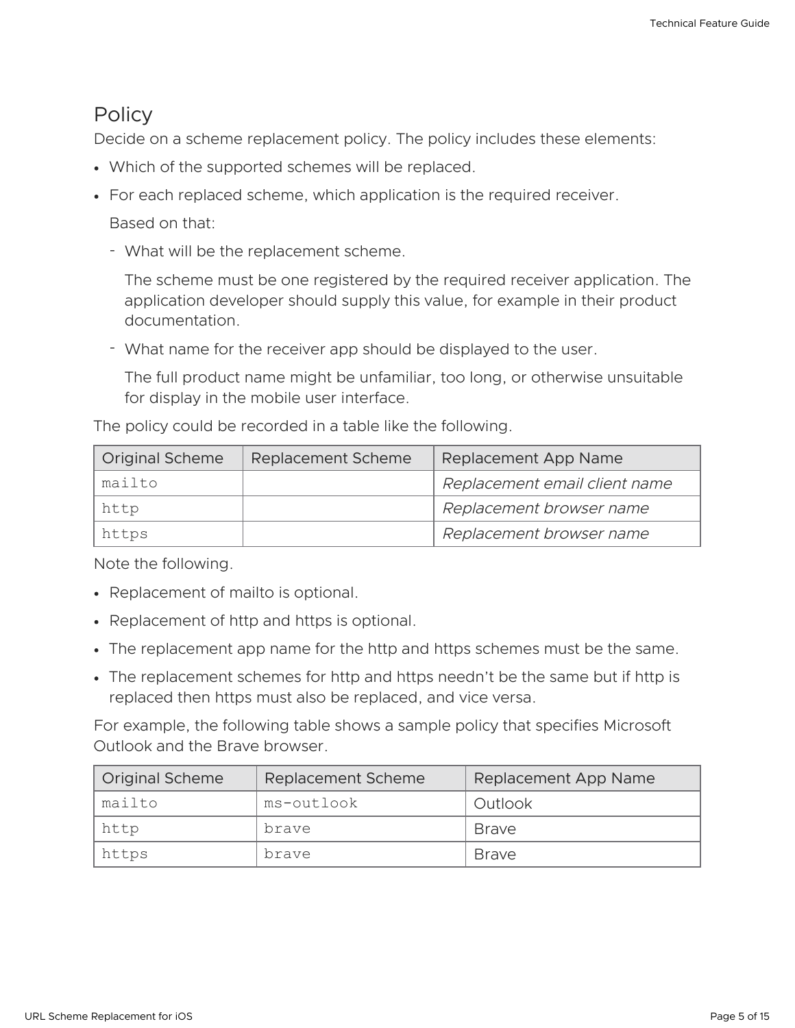## Policy

Decide on a scheme replacement policy. The policy includes these elements:

- Which of the supported schemes will be replaced.
- For each replaced scheme, which application is the required receiver.

  Based on that:

  - What will be the replacement scheme.

    The scheme must be one registered by the required receiver application. The application developer should supply this value, for example in their product documentation.

  - What name for the receiver app should be displayed to the user.

    The full product name might be unfamiliar, too long, or otherwise unsuitable for display in the mobile user interface.

The policy could be recorded in a table like the following.

| Original Scheme | Replacement Scheme | Replacement App Name |
| --- | --- | --- |
| `mailto` | | *Replacement email client name* |
| `http` | | *Replacement browser name* |
| `https` | | *Replacement browser name* |

Note the following.

- Replacement of mailto is optional.
- Replacement of http and https is optional.
- The replacement app name for the http and https schemes must be the same.
- The replacement schemes for http and https needn't be the same but if http is replaced then https must also be replaced, and vice versa.

For example, the following table shows a sample policy that specifies Microsoft Outlook and the Brave browser.

| Original Scheme | Replacement Scheme | Replacement App Name |
| --- | --- | --- |
| `mailto` | `ms-outlook` | Outlook |
| `http` | `brave` | Brave |
| `https` | `brave` | Brave |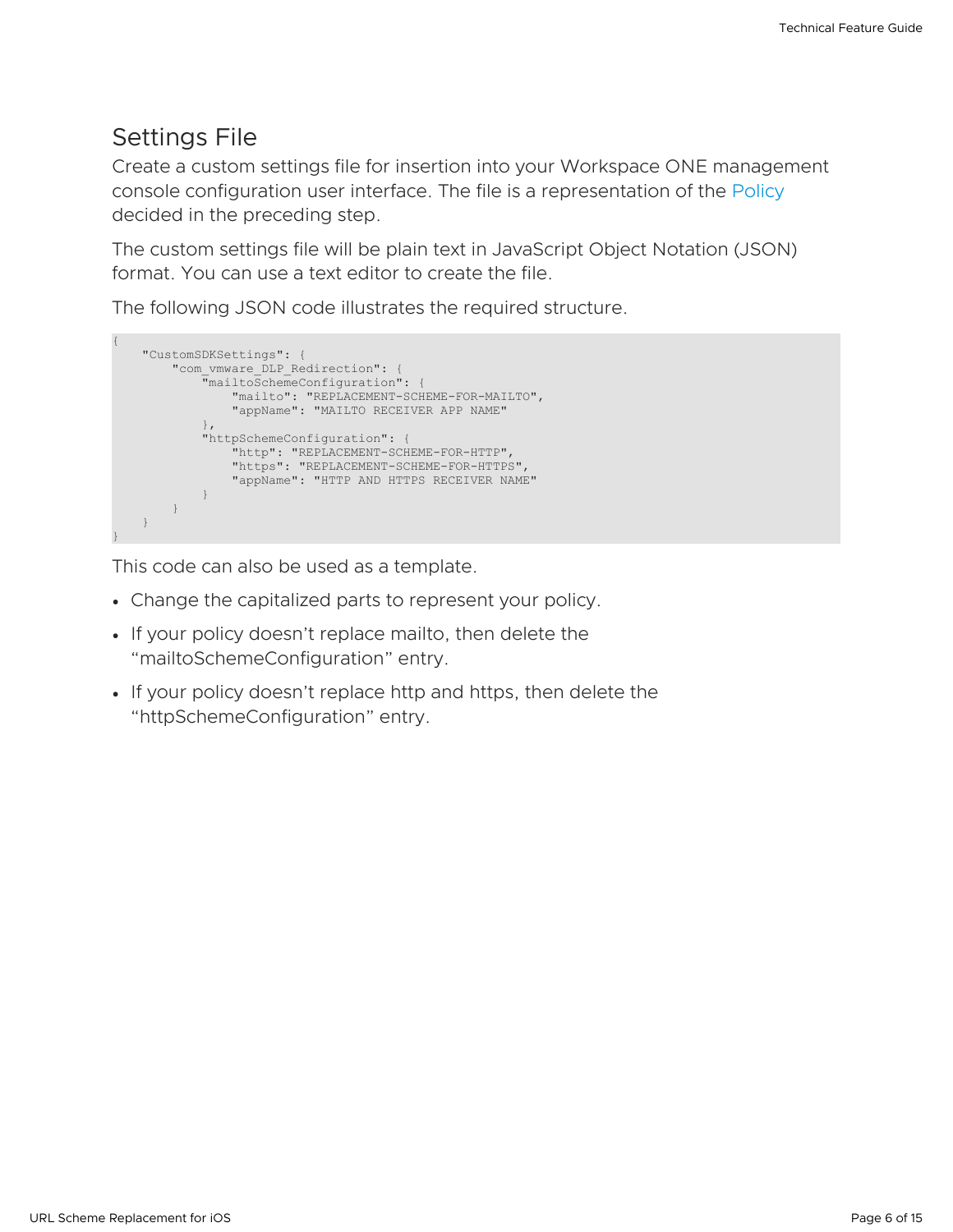## Settings File

Create a custom settings file for insertion into your Workspace ONE management console configuration user interface. The file is a representation of the Policy decided in the preceding step.

The custom settings file will be plain text in JavaScript Object Notation (JSON) format. You can use a text editor to create the file.

The following JSON code illustrates the required structure.

```
{
    "CustomSDKSettings": {
        "com_vmware_DLP_Redirection": {
            "mailtoSchemeConfiguration": {
                "mailto": "REPLACEMENT-SCHEME-FOR-MAILTO",
                "appName": "MAILTO RECEIVER APP NAME"
            },
            "httpSchemeConfiguration": {
                "http": "REPLACEMENT-SCHEME-FOR-HTTP",
                "https": "REPLACEMENT-SCHEME-FOR-HTTPS",
                "appName": "HTTP AND HTTPS RECEIVER NAME"
            }
        }
    }
}
```

This code can also be used as a template.

- Change the capitalized parts to represent your policy.
- If your policy doesn't replace mailto, then delete the "mailtoSchemeConfiguration" entry.
- If your policy doesn't replace http and https, then delete the "httpSchemeConfiguration" entry.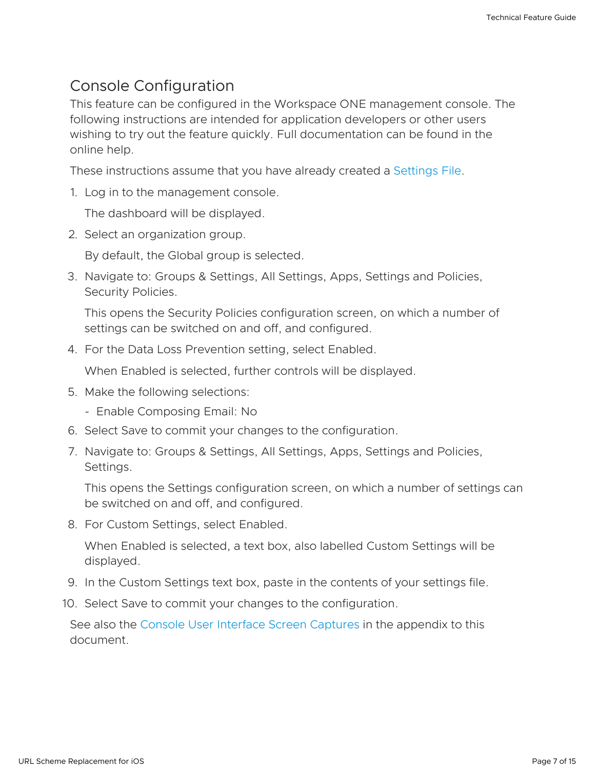## Console Configuration

This feature can be configured in the Workspace ONE management console. The following instructions are intended for application developers or other users wishing to try out the feature quickly. Full documentation can be found in the online help.

These instructions assume that you have already created a Settings File.

1. Log in to the management console.

   The dashboard will be displayed.

2. Select an organization group.

   By default, the Global group is selected.

3. Navigate to: Groups & Settings, All Settings, Apps, Settings and Policies, Security Policies.

   This opens the Security Policies configuration screen, on which a number of settings can be switched on and off, and configured.

4. For the Data Loss Prevention setting, select Enabled.

   When Enabled is selected, further controls will be displayed.

5. Make the following selections:

   - Enable Composing Email: No

6. Select Save to commit your changes to the configuration.

7. Navigate to: Groups & Settings, All Settings, Apps, Settings and Policies, Settings.

   This opens the Settings configuration screen, on which a number of settings can be switched on and off, and configured.

8. For Custom Settings, select Enabled.

   When Enabled is selected, a text box, also labelled Custom Settings will be displayed.

9. In the Custom Settings text box, paste in the contents of your settings file.

10. Select Save to commit your changes to the configuration.

See also the Console User Interface Screen Captures in the appendix to this document.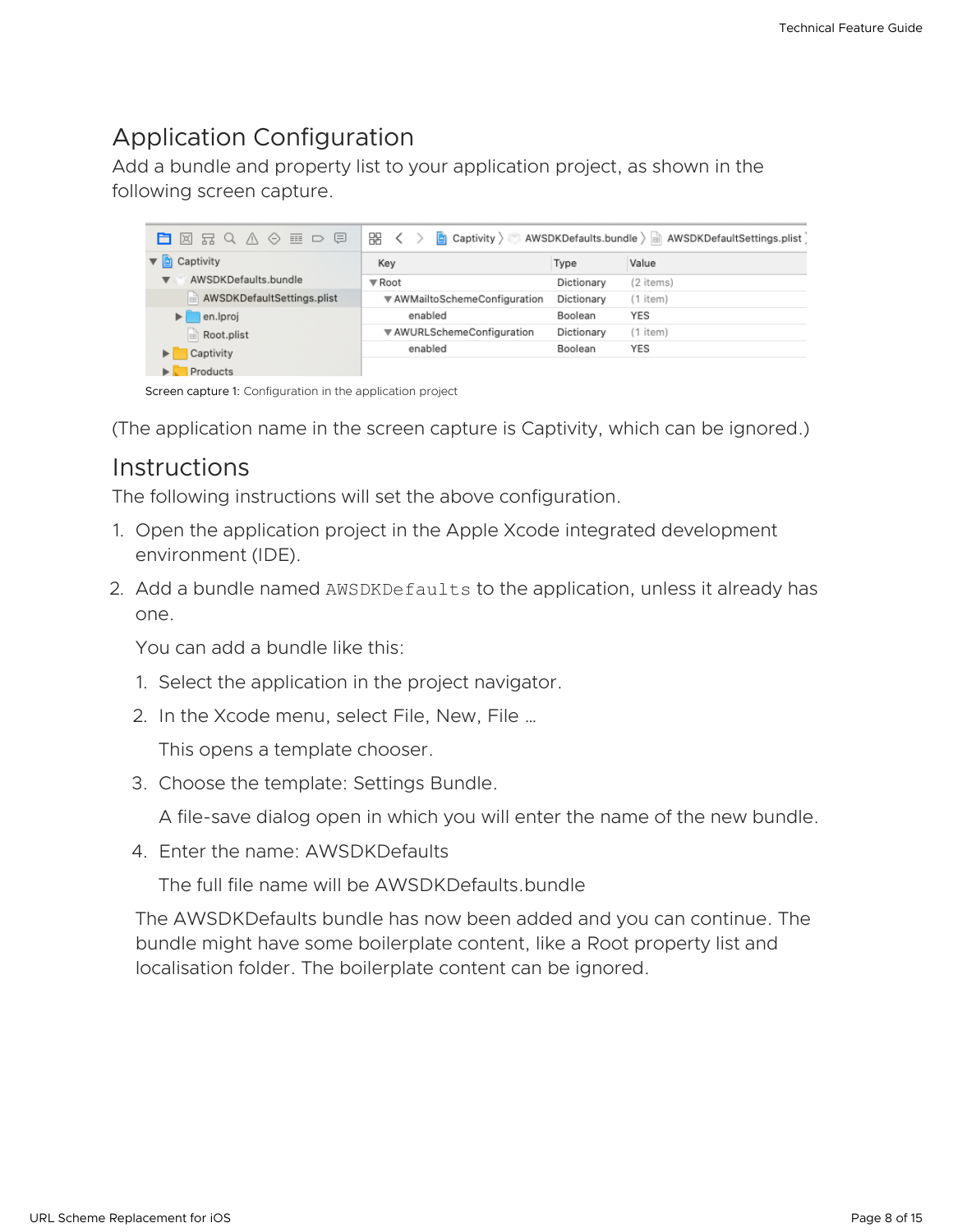## Application Configuration

Add a bundle and property list to your application project, as shown in the following screen capture.

Screen capture 1: Configuration in the application project

(The application name in the screen capture is Captivity, which can be ignored.)

## Instructions

The following instructions will set the above configuration.

1. Open the application project in the Apple Xcode integrated development environment (IDE).
2. Add a bundle named `AWSDKDefaults` to the application, unless it already has one.

   You can add a bundle like this:

   1. Select the application in the project navigator.
   2. In the Xcode menu, select File, New, File …

      This opens a template chooser.

   3. Choose the template: Settings Bundle.

      A file-save dialog open in which you will enter the name of the new bundle.

   4. Enter the name: AWSDKDefaults

      The full file name will be AWSDKDefaults.bundle

   The AWSDKDefaults bundle has now been added and you can continue. The bundle might have some boilerplate content, like a Root property list and localisation folder. The boilerplate content can be ignored.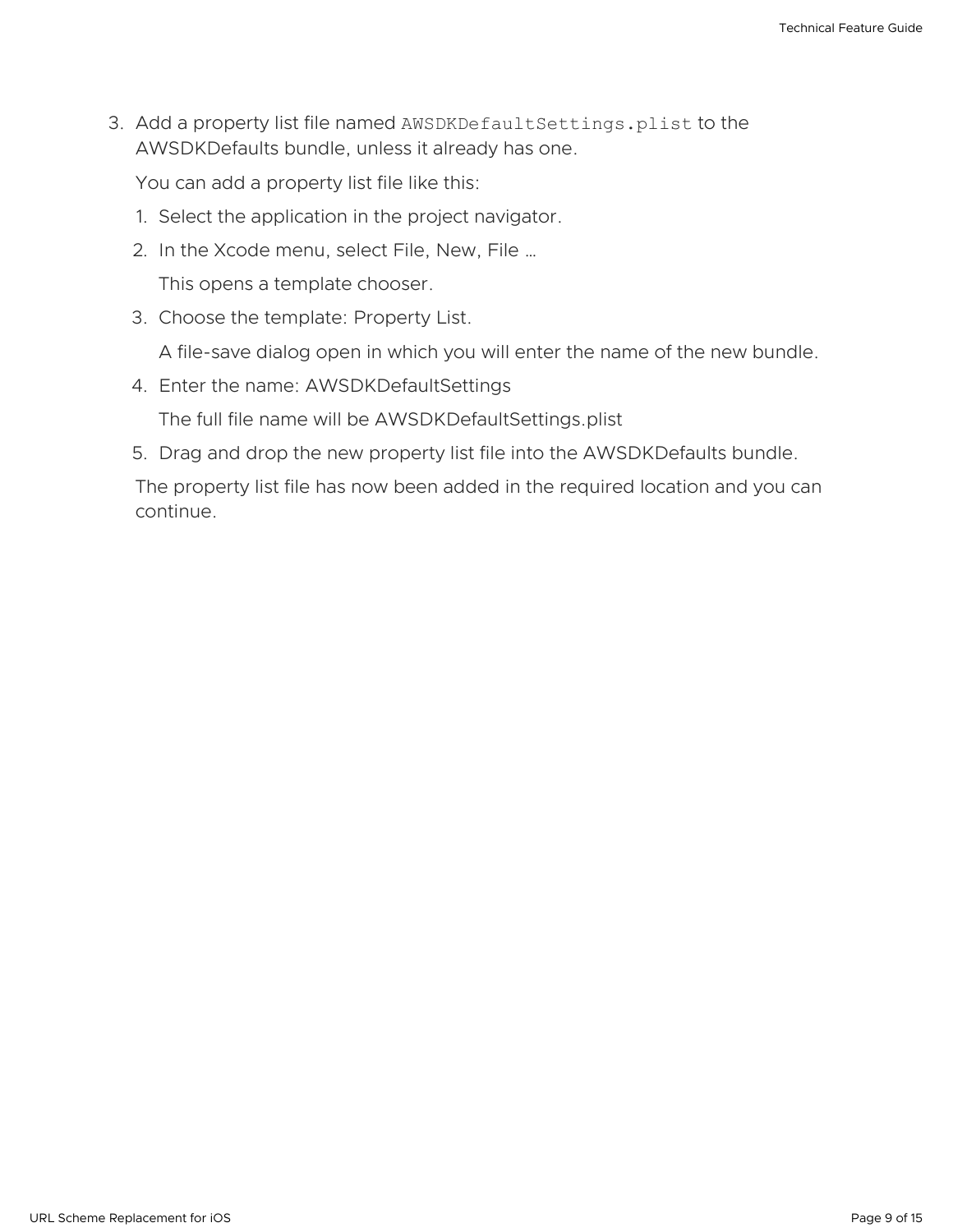3. Add a property list file named `AWSDKDefaultSettings.plist` to the AWSDKDefaults bundle, unless it already has one.

   You can add a property list file like this:

   1. Select the application in the project navigator.
   2. In the Xcode menu, select File, New, File …

      This opens a template chooser.

   3. Choose the template: Property List.

      A file-save dialog open in which you will enter the name of the new bundle.

   4. Enter the name: AWSDKDefaultSettings

      The full file name will be AWSDKDefaultSettings.plist

   5. Drag and drop the new property list file into the AWSDKDefaults bundle.

   The property list file has now been added in the required location and you can continue.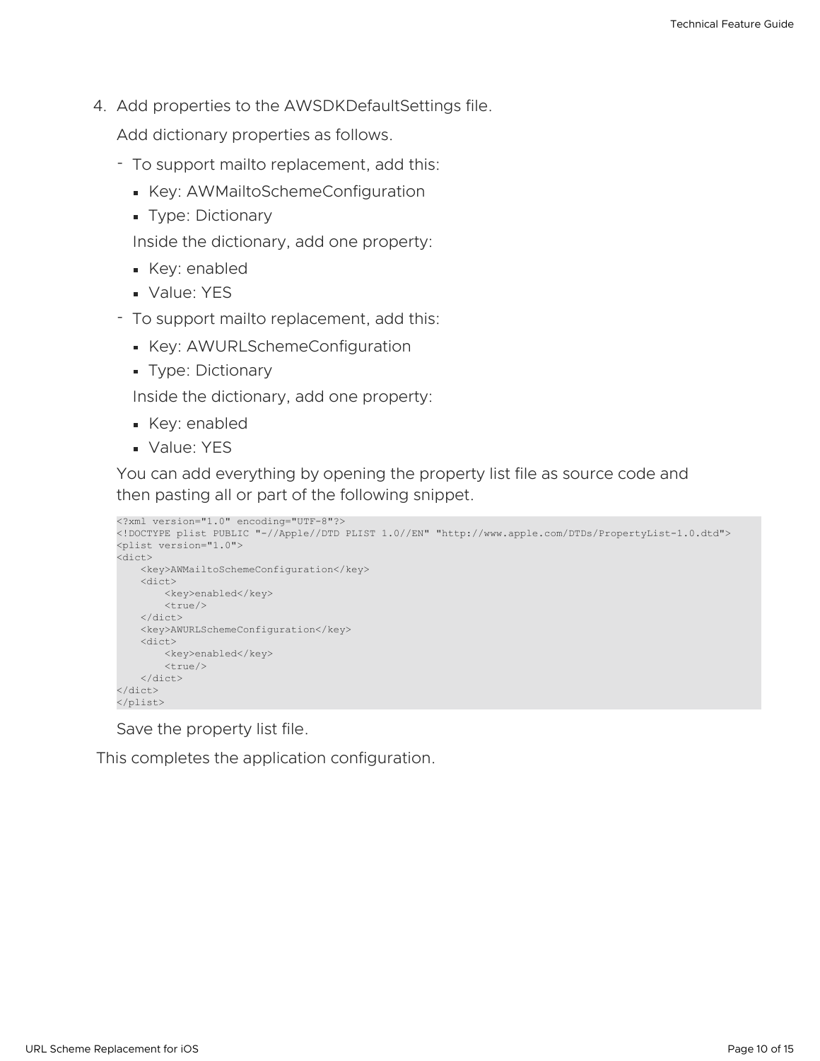4. Add properties to the AWSDKDefaultSettings file.

   Add dictionary properties as follows.

   - To support mailto replacement, add this:
     - Key: AWMailtoSchemeConfiguration
     - Type: Dictionary

     Inside the dictionary, add one property:

     - Key: enabled
     - Value: YES
   - To support mailto replacement, add this:
     - Key: AWURLSchemeConfiguration
     - Type: Dictionary

     Inside the dictionary, add one property:

     - Key: enabled
     - Value: YES

   You can add everything by opening the property list file as source code and then pasting all or part of the following snippet.

   ```
   <?xml version="1.0" encoding="UTF-8"?>
   <!DOCTYPE plist PUBLIC "-//Apple//DTD PLIST 1.0//EN" "http://www.apple.com/DTDs/PropertyList-1.0.dtd">
   <plist version="1.0">
   <dict>
       <key>AWMailtoSchemeConfiguration</key>
       <dict>
           <key>enabled</key>
           <true/>
       </dict>
       <key>AWURLSchemeConfiguration</key>
       <dict>
           <key>enabled</key>
           <true/>
       </dict>
   </dict>
   </plist>
   ```

   Save the property list file.

This completes the application configuration.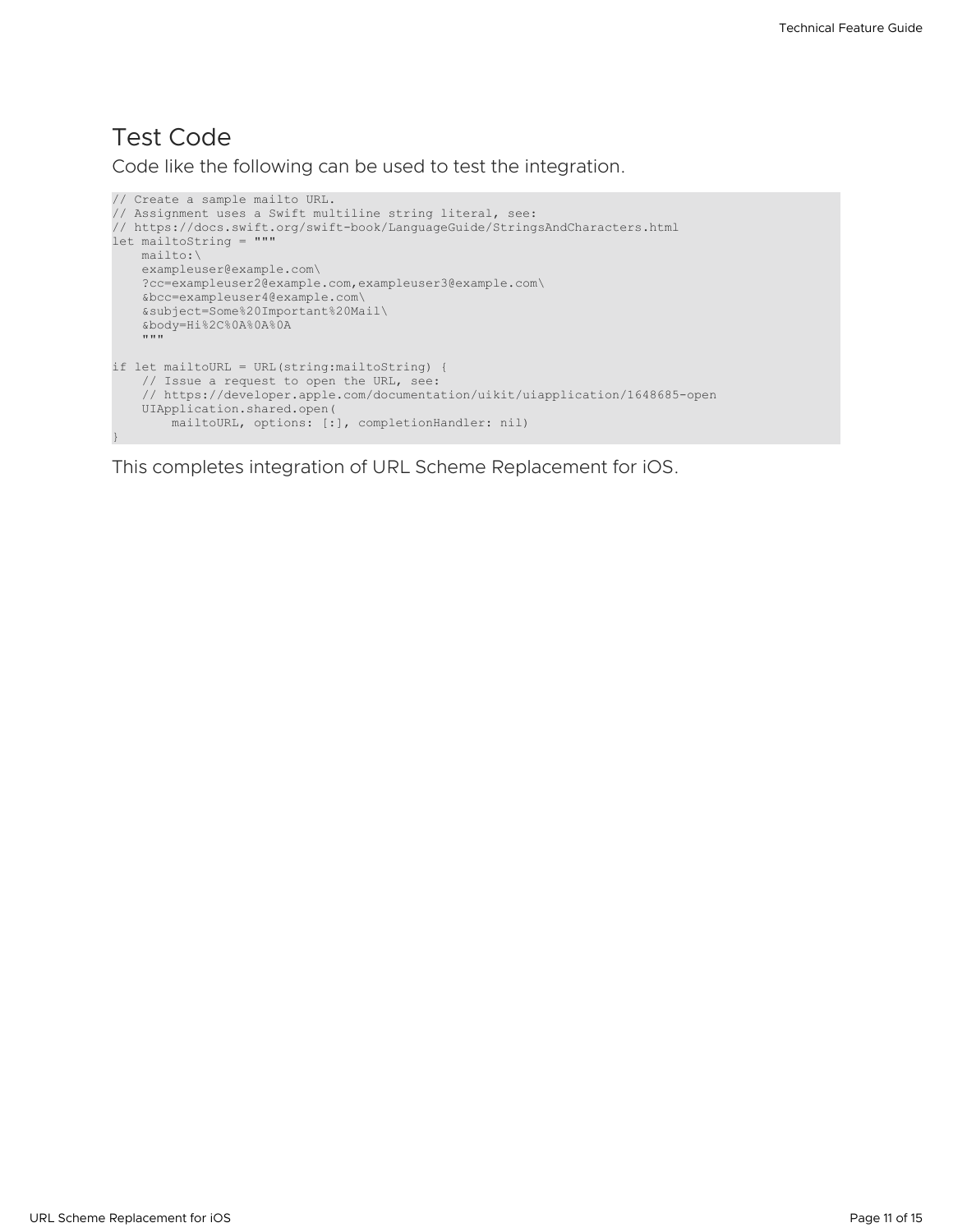## Test Code

Code like the following can be used to test the integration.

```
// Create a sample mailto URL.
// Assignment uses a Swift multiline string literal, see:
// https://docs.swift.org/swift-book/LanguageGuide/StringsAndCharacters.html
let mailtoString = """
    mailto:\
    exampleuser@example.com\
    ?cc=exampleuser2@example.com,exampleuser3@example.com\
    &bcc=exampleuser4@example.com\
    &subject=Some%20Important%20Mail\
    &body=Hi%2C%0A%0A%0A
    """

if let mailtoURL = URL(string:mailtoString) {
    // Issue a request to open the URL, see:
    // https://developer.apple.com/documentation/uikit/uiapplication/1648685-open
    UIApplication.shared.open(
        mailtoURL, options: [:], completionHandler: nil)
}
```

This completes integration of URL Scheme Replacement for iOS.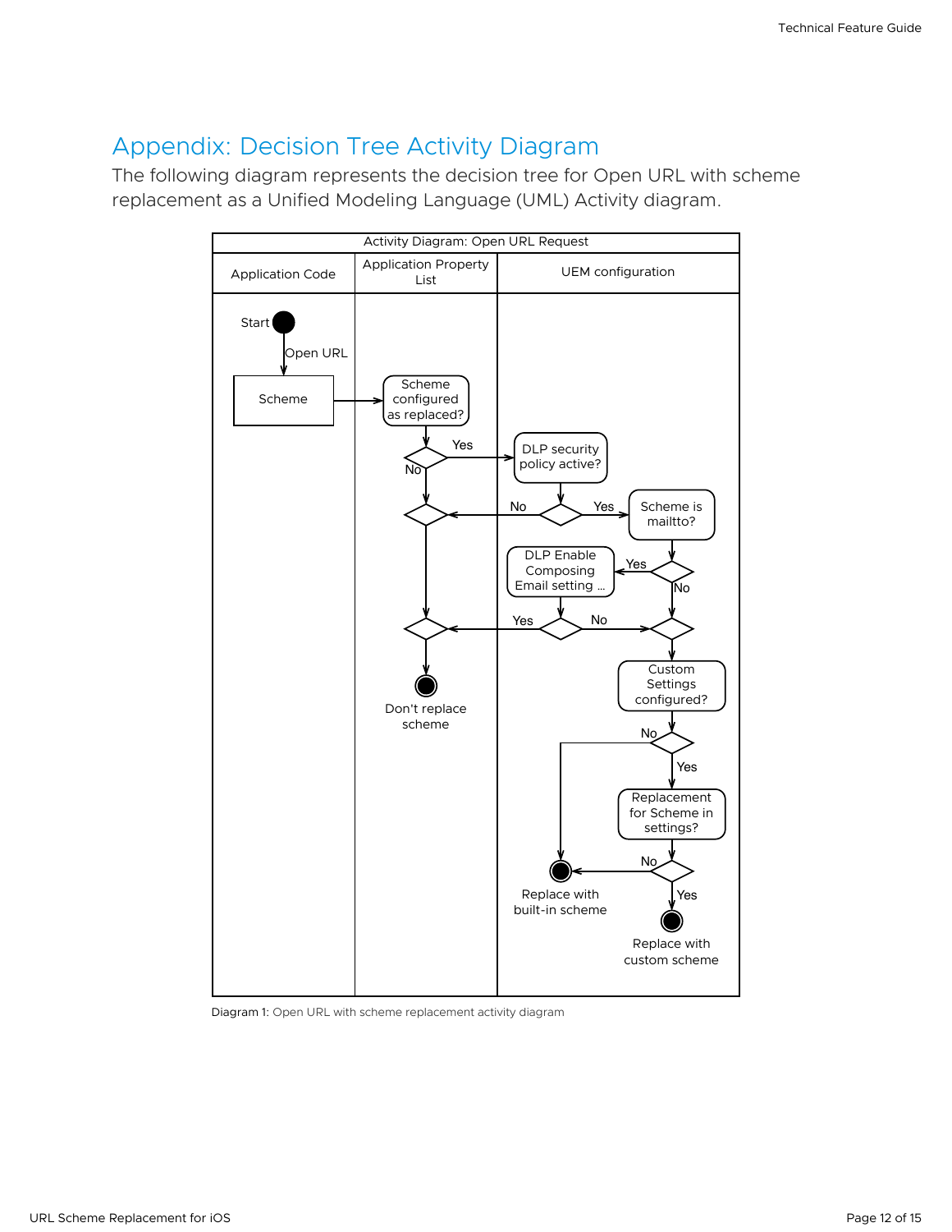# Appendix: Decision Tree Activity Diagram

The following diagram represents the decision tree for Open URL with scheme replacement as a Unified Modeling Language (UML) Activity diagram.

Diagram 1: Open URL with scheme replacement activity diagram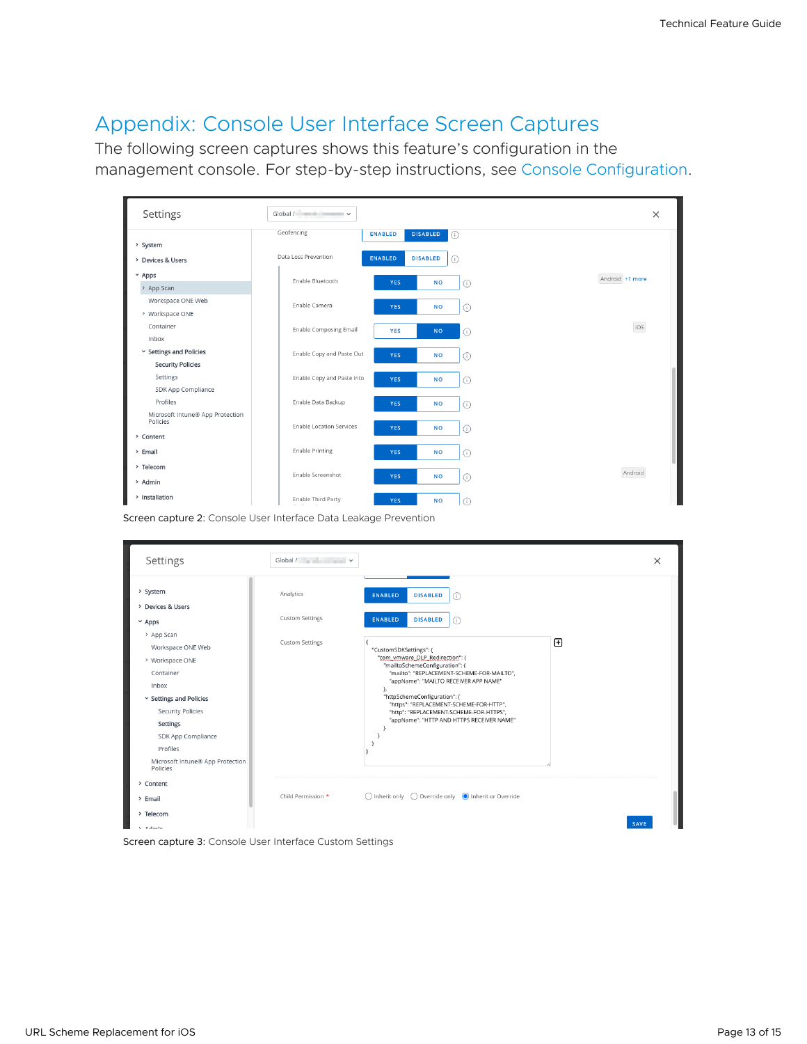# Appendix: Console User Interface Screen Captures

The following screen captures shows this feature's configuration in the management console. For step-by-step instructions, see Console Configuration.

Screen capture 2: Console User Interface Data Leakage Prevention

Screen capture 3: Console User Interface Custom Settings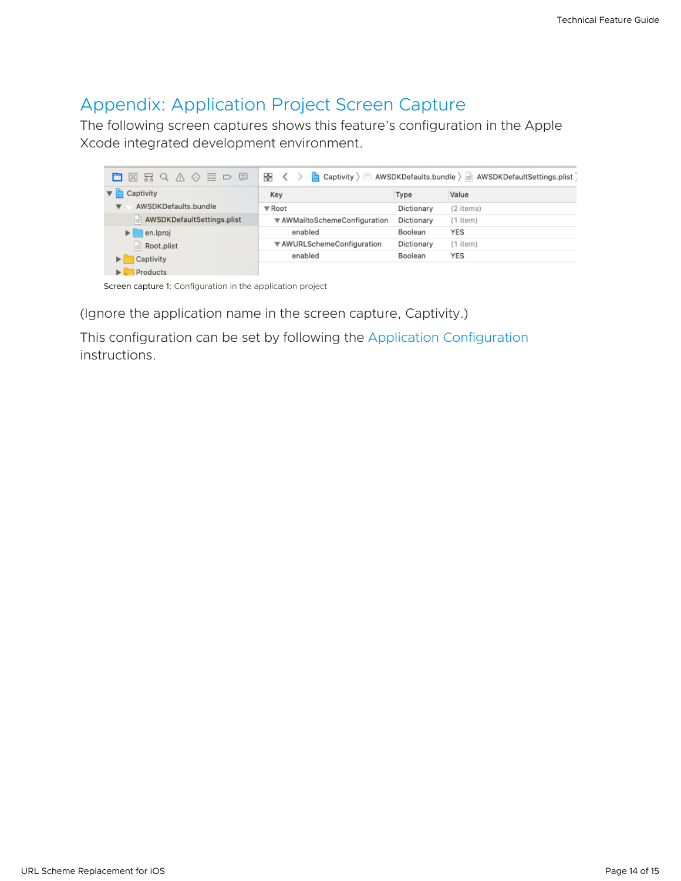# Appendix: Application Project Screen Capture

The following screen captures shows this feature's configuration in the Apple Xcode integrated development environment.

| Key | Type | Value |
|---|---|---|
| ▼ Root | Dictionary | (2 items) |
| ▼ AWMailtoSchemeConfiguration | Dictionary | (1 item) |
| enabled | Boolean | YES |
| ▼ AWURLSchemeConfiguration | Dictionary | (1 item) |
| enabled | Boolean | YES |

Screen capture 1: Configuration in the application project

(Ignore the application name in the screen capture, Captivity.)

This configuration can be set by following the Application Configuration instructions.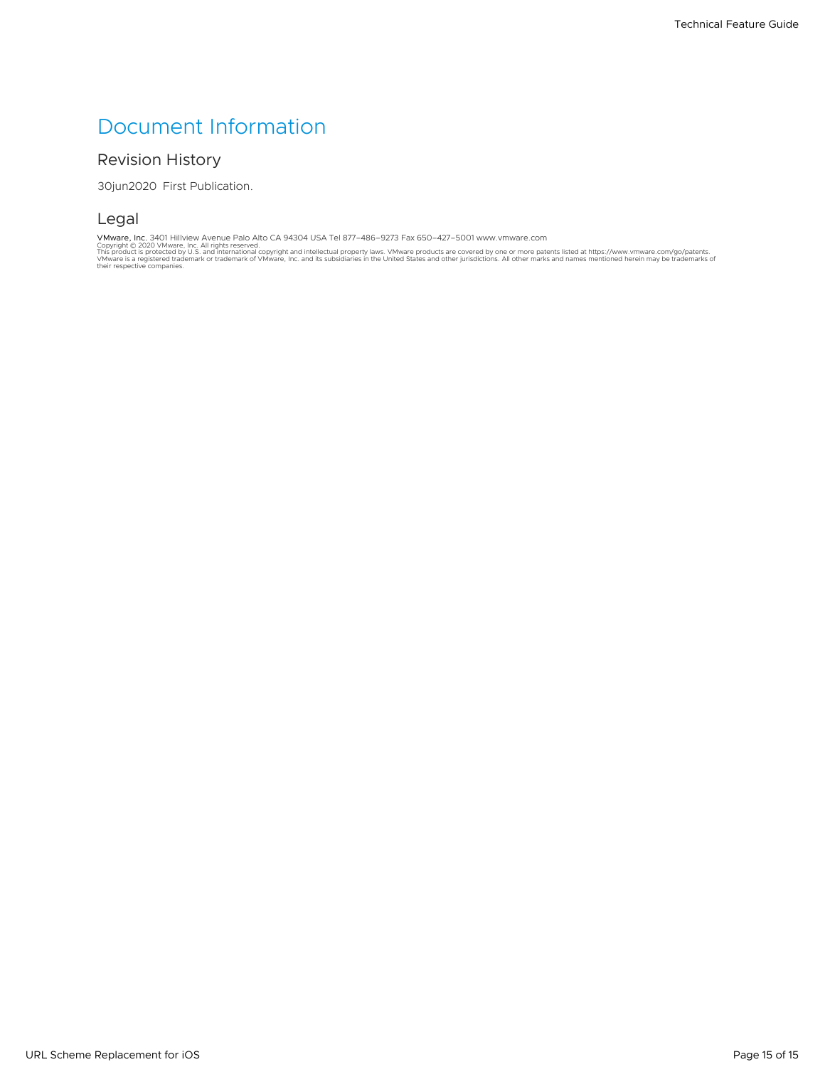# Document Information

## Revision History

30jun2020 First Publication.

## Legal

**VMware, Inc.** 3401 Hillview Avenue Palo Alto CA 94304 USA Tel 877–486–9273 Fax 650–427–5001 www.vmware.com
Copyright © 2020 VMware, Inc. All rights reserved.
This product is protected by U.S. and international copyright and intellectual property laws. VMware products are covered by one or more patents listed at https://www.vmware.com/go/patents.
VMware is a registered trademark or trademark of VMware, Inc. and its subsidiaries in the United States and other jurisdictions. All other marks and names mentioned herein may be trademarks of their respective companies.